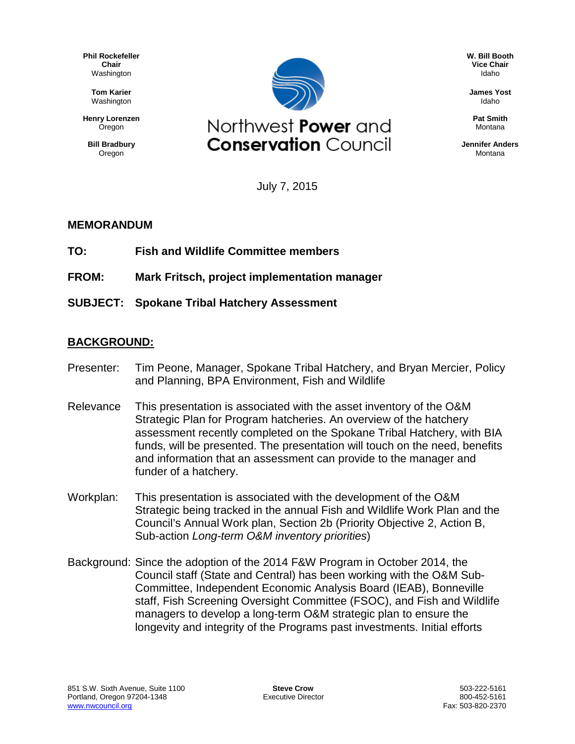**Phil Rockefeller**
**Chair**
Washington

**Tom Karier**
Washington

**Henry Lorenzen**
Oregon

**Bill Bradbury**
Oregon

Northwest **Power** and **Conservation** Council

**W. Bill Booth**
**Vice Chair**
Idaho

**James Yost**
Idaho

**Pat Smith**
Montana

**Jennifer Anders**
Montana

July 7, 2015

## MEMORANDUM

**TO:** **Fish and Wildlife Committee members**

**FROM:** **Mark Fritsch, project implementation manager**

**SUBJECT:** **Spokane Tribal Hatchery Assessment**

## BACKGROUND:

Presenter: Tim Peone, Manager, Spokane Tribal Hatchery, and Bryan Mercier, Policy and Planning, BPA Environment, Fish and Wildlife

Relevance This presentation is associated with the asset inventory of the O&M Strategic Plan for Program hatcheries. An overview of the hatchery assessment recently completed on the Spokane Tribal Hatchery, with BIA funds, will be presented. The presentation will touch on the need, benefits and information that an assessment can provide to the manager and funder of a hatchery.

Workplan: This presentation is associated with the development of the O&M Strategic being tracked in the annual Fish and Wildlife Work Plan and the Council's Annual Work plan, Section 2b (Priority Objective 2, Action B, Sub-action *Long-term O&M inventory priorities*)

Background: Since the adoption of the 2014 F&W Program in October 2014, the Council staff (State and Central) has been working with the O&M Sub-Committee, Independent Economic Analysis Board (IEAB), Bonneville staff, Fish Screening Oversight Committee (FSOC), and Fish and Wildlife managers to develop a long-term O&M strategic plan to ensure the longevity and integrity of the Programs past investments. Initial efforts

851 S.W. Sixth Avenue, Suite 1100
Portland, Oregon 97204-1348
www.nwcouncil.org

**Steve Crow**
Executive Director

503-222-5161
800-452-5161
Fax: 503-820-2370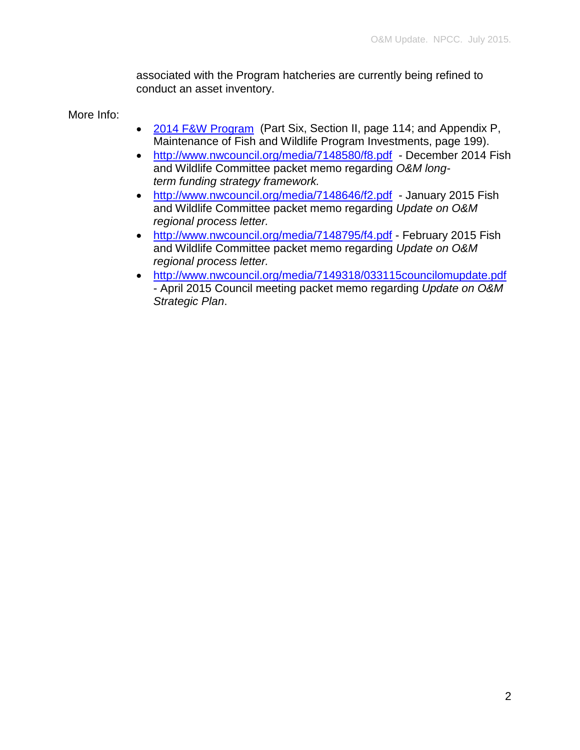associated with the Program hatcheries are currently being refined to conduct an asset inventory.

More Info:

- [2014 F&W Program](2014 F&W Program) (Part Six, Section II, page 114; and Appendix P, Maintenance of Fish and Wildlife Program Investments, page 199).
- http://www.nwcouncil.org/media/7148580/f8.pdf - December 2014 Fish and Wildlife Committee packet memo regarding *O&M long-term funding strategy framework.*
- http://www.nwcouncil.org/media/7148646/f2.pdf - January 2015 Fish and Wildlife Committee packet memo regarding *Update on O&M regional process letter.*
- http://www.nwcouncil.org/media/7148795/f4.pdf - February 2015 Fish and Wildlife Committee packet memo regarding *Update on O&M regional process letter.*
- http://www.nwcouncil.org/media/7149318/033115councilomupdate.pdf - April 2015 Council meeting packet memo regarding *Update on O&M Strategic Plan*.